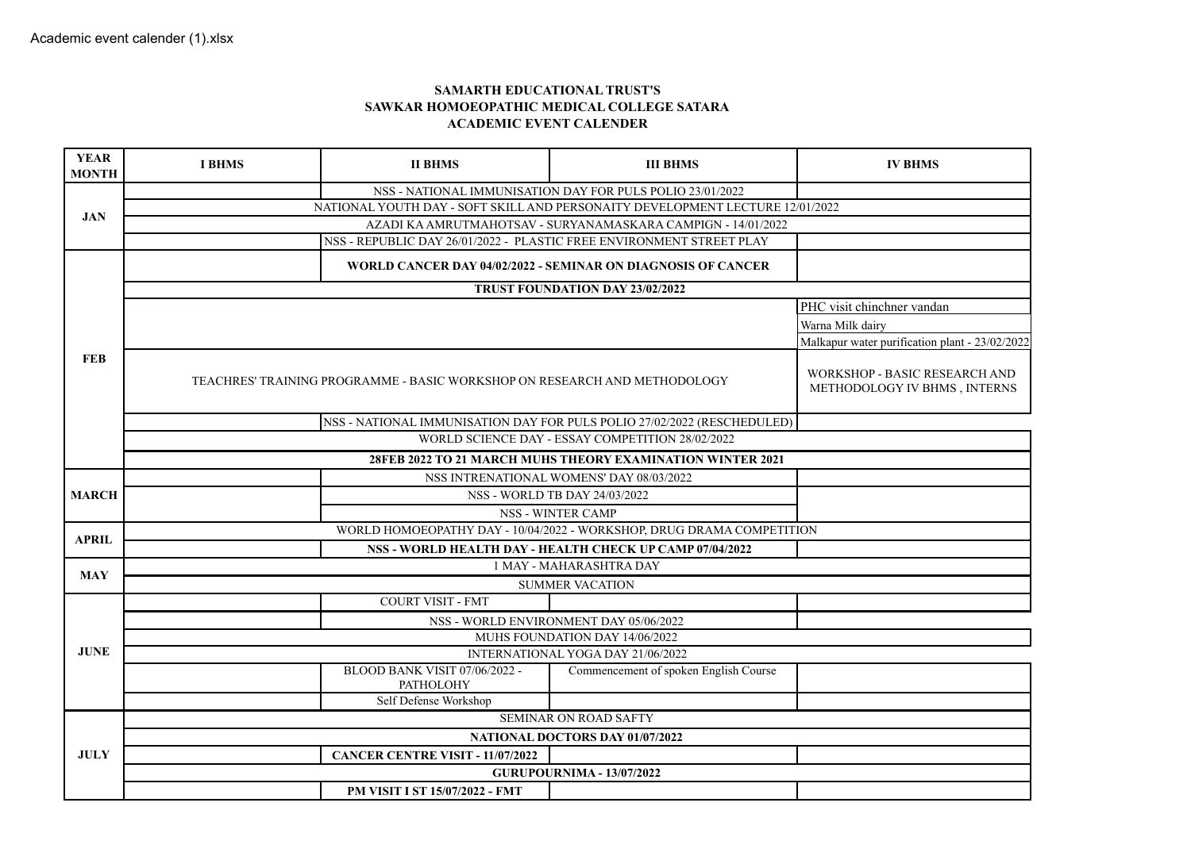Academic event calender (1).xlsx

**SAMARTH EDUCATIONAL TRUST'S**
**SAWKAR HOMOEOPATHIC MEDICAL COLLEGE SATARA**
**ACADEMIC EVENT CALENDER**

| YEAR MONTH | I BHMS | II BHMS | III BHMS | IV BHMS |
|---|---|---|---|---|
| JAN | NSS - NATIONAL IMMUNISATION DAY FOR PULS POLIO 23/01/2022 | | | |
| | NATIONAL YOUTH DAY - SOFT SKILL AND PERSONAITY DEVELOPMENT LECTURE 12/01/2022 | | | |
| | AZADI KA AMRUTMAHOTSAV - SURYANAMASKARA CAMPIGN - 14/01/2022 | | | |
| | | NSS - REPUBLIC DAY 26/01/2022 - PLASTIC FREE ENVIRONMENT STREET PLAY | | |
| FEB | | **WORLD CANCER DAY 04/02/2022 - SEMINAR ON DIAGNOSIS OF CANCER** | | |
| | **TRUST FOUNDATION DAY 23/02/2022** | | | |
| | | | | PHC visit chinchner vandan |
| | | | | Warna Milk dairy |
| | | | | Malkapur water purification plant - 23/02/2022 |
| | TEACHRES' TRAINING PROGRAMME - BASIC WORKSHOP ON RESEARCH AND METHODOLOGY | | | WORKSHOP - BASIC RESEARCH AND METHODOLOGY IV BHMS , INTERNS |
| | | NSS - NATIONAL IMMUNISATION DAY FOR PULS POLIO 27/02/2022 (RESCHEDULED) | | |
| | WORLD SCIENCE DAY - ESSAY COMPETITION 28/02/2022 | | | |
| | **28FEB 2022 TO 21 MARCH MUHS THEORY EXAMINATION WINTER 2021** | | | |
| MARCH | | NSS INTRENATIONAL WOMENS' DAY 08/03/2022 | | |
| | | NSS - WORLD TB DAY 24/03/2022 | | |
| | | NSS - WINTER CAMP | | |
| APRIL | WORLD HOMOEOPATHY DAY - 10/04/2022 - WORKSHOP, DRUG DRAMA COMPETITION | | | |
| | | **NSS - WORLD HEALTH DAY - HEALTH CHECK UP CAMP 07/04/2022** | | |
| MAY | 1 MAY - MAHARASHTRA DAY | | | |
| | SUMMER VACATION | | | |
| JUNE | | COURT VISIT - FMT | | |
| | | NSS - WORLD ENVIRONMENT DAY 05/06/2022 | | |
| | MUHS FOUNDATION DAY 14/06/2022 | | | |
| | INTERNATIONAL YOGA DAY 21/06/2022 | | | |
| | | BLOOD BANK VISIT 07/06/2022 - PATHOLOHY | Commencement of spoken English Course | |
| | | Self Defense Workshop | | |
| JULY | SEMINAR ON ROAD SAFTY | | | |
| | **NATIONAL DOCTORS DAY 01/07/2022** | | | |
| | | **CANCER CENTRE VISIT - 11/07/2022** | | |
| | **GURUPOURNIMA - 13/07/2022** | | | |
| | | **PM VISIT I ST 15/07/2022 - FMT** | | |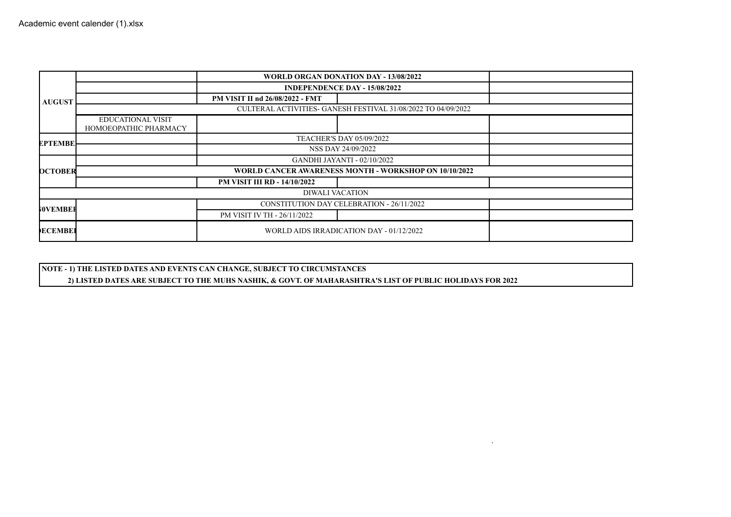Academic event calender (1).xlsx

| | | | | |
|---|---|---|---|---|
| AUGUST | | **WORLD ORGAN DONATION DAY - 13/08/2022** | | |
| | | **INDEPENDENCE DAY - 15/08/2022** | | |
| | | **PM VISIT II nd 26/08/2022 - FMT** | | |
| | CULTERAL ACTIVITIES- GANESH FESTIVAL 31/08/2022 TO 04/09/2022 | | | |
| | EDUCATIONAL VISIT HOMOEOPATHIC PHARMACY | | | |
| EPTEMBE | | TEACHER'S DAY 05/09/2022 | | |
| | | NSS DAY 24/09/2022 | | |
| OCTOBER | | GANDHI JAYANTI - 02/10/2022 | | |
| | **WORLD CANCER AWARENESS MONTH - WORKSHOP ON 10/10/2022** | | | |
| | | **PM VISIT III RD - 14/10/2022** | | |
| DIWALI VACATION | | | | |
| 0VEMBEI | | CONSTITUTION DAY CELEBRATION - 26/11/2022 | | |
| | | PM VISIT IV TH - 26/11/2022 | | |
| ECEMBEI | | WORLD AIDS IRRADICATION DAY - 01/12/2022 | | |

**NOTE - 1) THE LISTED DATES AND EVENTS CAN CHANGE, SUBJECT TO CIRCUMSTANCES**

**2) LISTED DATES ARE SUBJECT TO THE MUHS NASHIK, & GOVT. OF MAHARASHTRA'S LIST OF PUBLIC HOLIDAYS FOR 2022**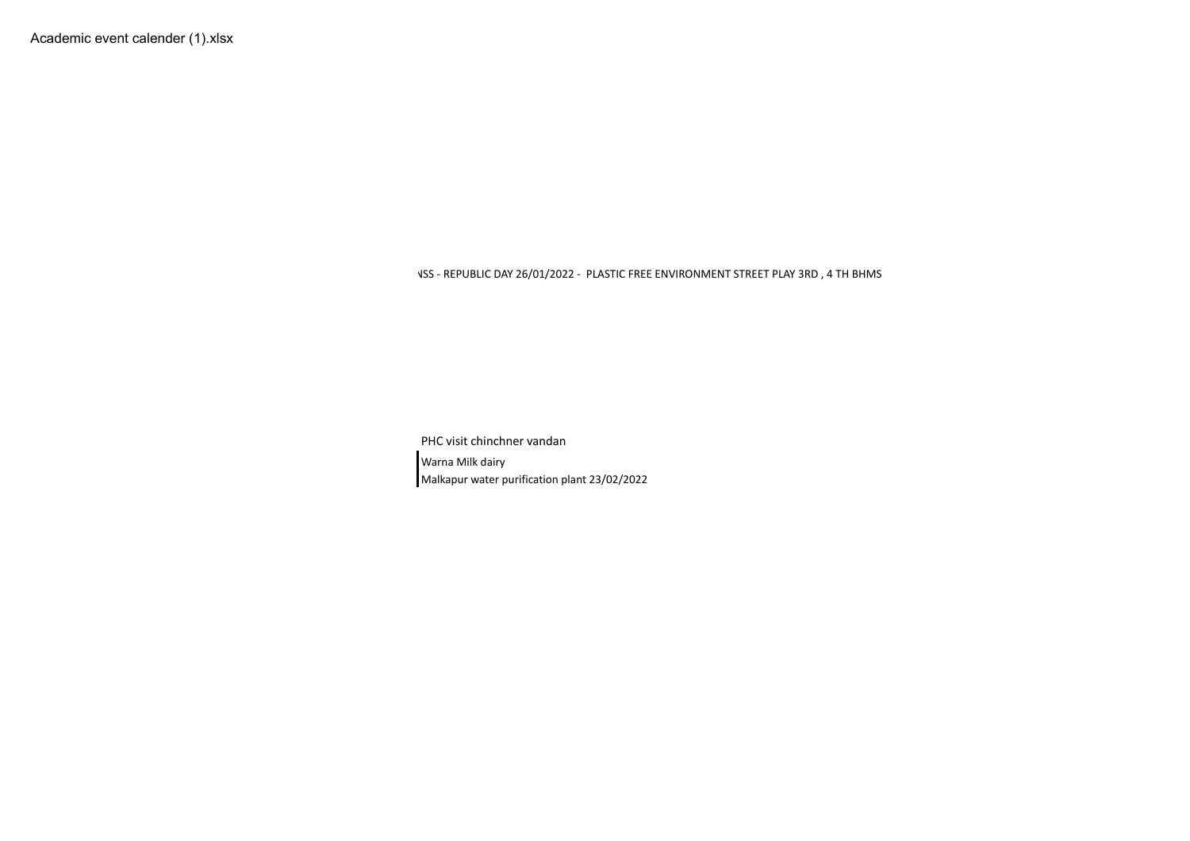NSS - REPUBLIC DAY 26/01/2022 - PLASTIC FREE ENVIRONMENT STREET PLAY 3RD , 4 TH BHMS

PHC visit chinchner vandan

Warna Milk dairy

Malkapur water purification plant 23/02/2022